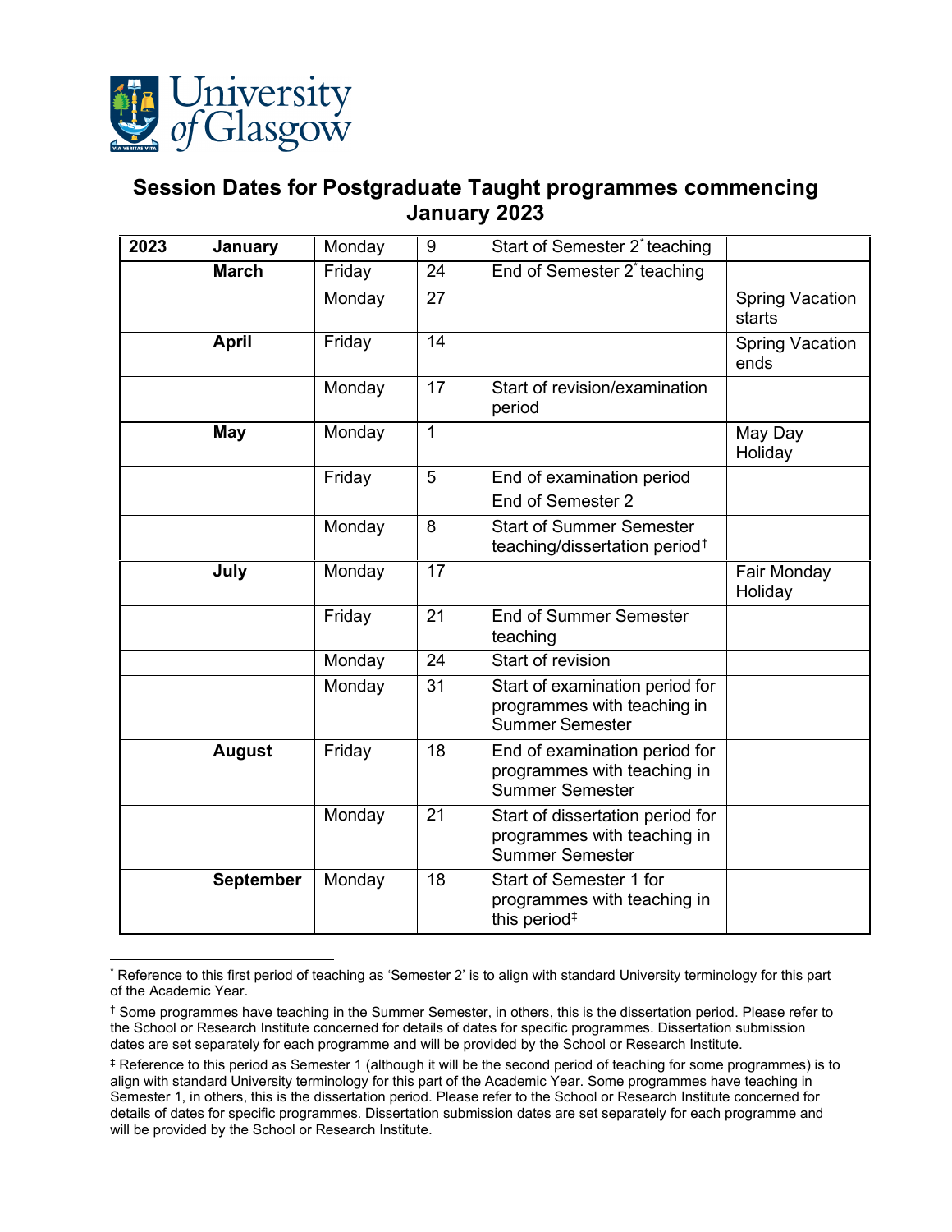# Session Dates for Postgraduate Taught programmes commencing January 2023

| 2023 | January | Monday | 9 | Start of Semester 2[*] teaching | |
|---|---|---|---|---|---|
| | March | Friday | 24 | End of Semester 2[*] teaching | |
| | | Monday | 27 | | Spring Vacation starts |
| | April | Friday | 14 | | Spring Vacation ends |
| | | Monday | 17 | Start of revision/examination period | |
| | May | Monday | 1 | | May Day Holiday |
| | | Friday | 5 | End of examination period<br>End of Semester 2 | |
| | | Monday | 8 | Start of Summer Semester teaching/dissertation period[†] | |
| | July | Monday | 17 | | Fair Monday Holiday |
| | | Friday | 21 | End of Summer Semester teaching | |
| | | Monday | 24 | Start of revision | |
| | | Monday | 31 | Start of examination period for programmes with teaching in Summer Semester | |
| | August | Friday | 18 | End of examination period for programmes with teaching in Summer Semester | |
| | | Monday | 21 | Start of dissertation period for programmes with teaching in Summer Semester | |
| | September | Monday | 18 | Start of Semester 1 for programmes with teaching in this period[‡] | |

[*] Reference to this first period of teaching as 'Semester 2' is to align with standard University terminology for this part of the Academic Year.

[†] Some programmes have teaching in the Summer Semester, in others, this is the dissertation period. Please refer to the School or Research Institute concerned for details of dates for specific programmes. Dissertation submission dates are set separately for each programme and will be provided by the School or Research Institute.

[‡] Reference to this period as Semester 1 (although it will be the second period of teaching for some programmes) is to align with standard University terminology for this part of the Academic Year. Some programmes have teaching in Semester 1, in others, this is the dissertation period. Please refer to the School or Research Institute concerned for details of dates for specific programmes. Dissertation submission dates are set separately for each programme and will be provided by the School or Research Institute.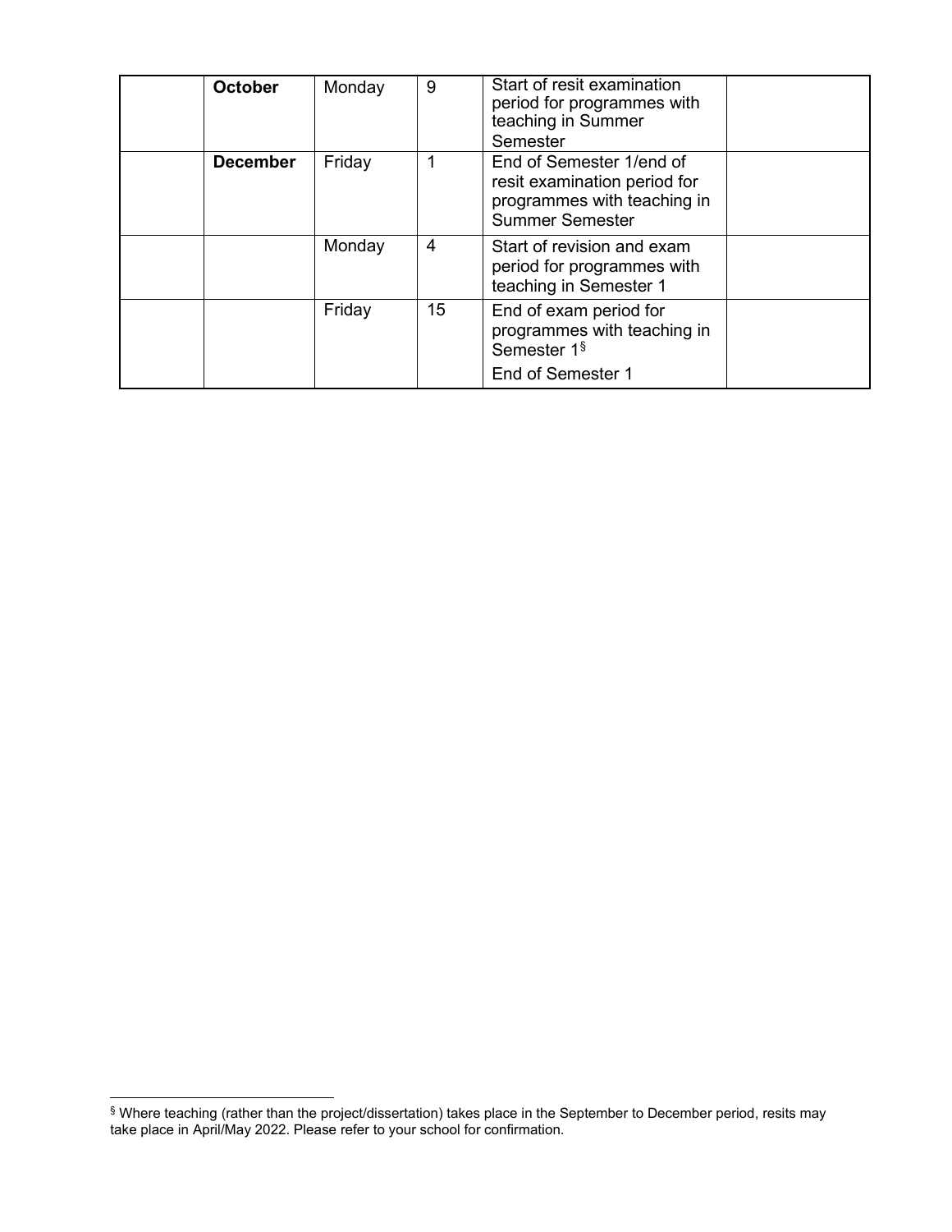| | | | | | |
|---|---|---|---|---|---|
| | **October** | Monday | 9 | Start of resit examination period for programmes with teaching in Summer Semester | |
| | **December** | Friday | 1 | End of Semester 1/end of resit examination period for programmes with teaching in Summer Semester | |
| | | Monday | 4 | Start of revision and exam period for programmes with teaching in Semester 1 | |
| | | Friday | 15 | End of exam period for programmes with teaching in Semester 1[§] End of Semester 1 | |

[§] Where teaching (rather than the project/dissertation) takes place in the September to December period, resits may take place in April/May 2022. Please refer to your school for confirmation.